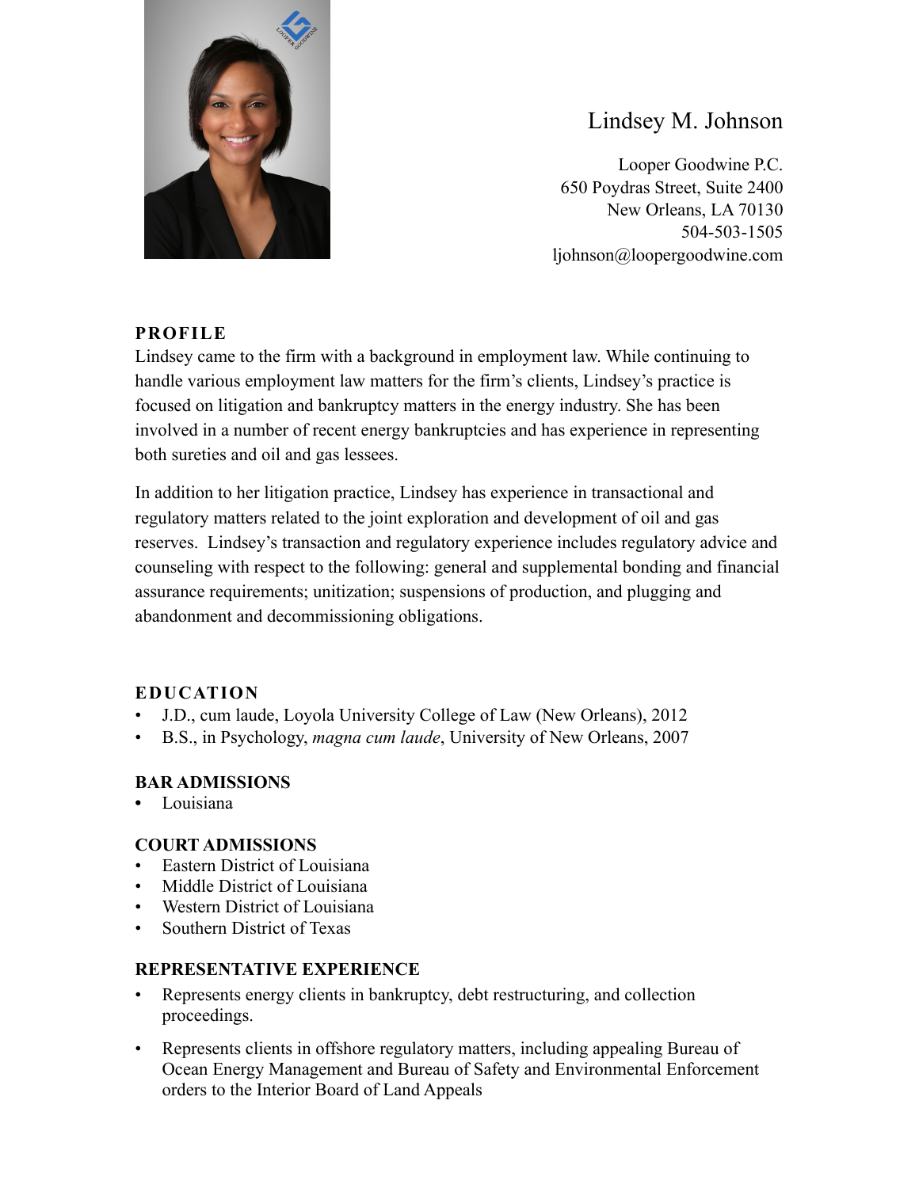# Lindsey M. Johnson

Looper Goodwine P.C.
650 Poydras Street, Suite 2400
New Orleans, LA 70130
504-503-1505
ljohnson@loopergoodwine.com

## PROFILE

Lindsey came to the firm with a background in employment law. While continuing to handle various employment law matters for the firm's clients, Lindsey's practice is focused on litigation and bankruptcy matters in the energy industry. She has been involved in a number of recent energy bankruptcies and has experience in representing both sureties and oil and gas lessees.

In addition to her litigation practice, Lindsey has experience in transactional and regulatory matters related to the joint exploration and development of oil and gas reserves. Lindsey's transaction and regulatory experience includes regulatory advice and counseling with respect to the following: general and supplemental bonding and financial assurance requirements; unitization; suspensions of production, and plugging and abandonment and decommissioning obligations.

## EDUCATION

- J.D., cum laude, Loyola University College of Law (New Orleans), 2012
- B.S., in Psychology, *magna cum laude*, University of New Orleans, 2007

## BAR ADMISSIONS

- Louisiana

## COURT ADMISSIONS

- Eastern District of Louisiana
- Middle District of Louisiana
- Western District of Louisiana
- Southern District of Texas

## REPRESENTATIVE EXPERIENCE

- Represents energy clients in bankruptcy, debt restructuring, and collection proceedings.
- Represents clients in offshore regulatory matters, including appealing Bureau of Ocean Energy Management and Bureau of Safety and Environmental Enforcement orders to the Interior Board of Land Appeals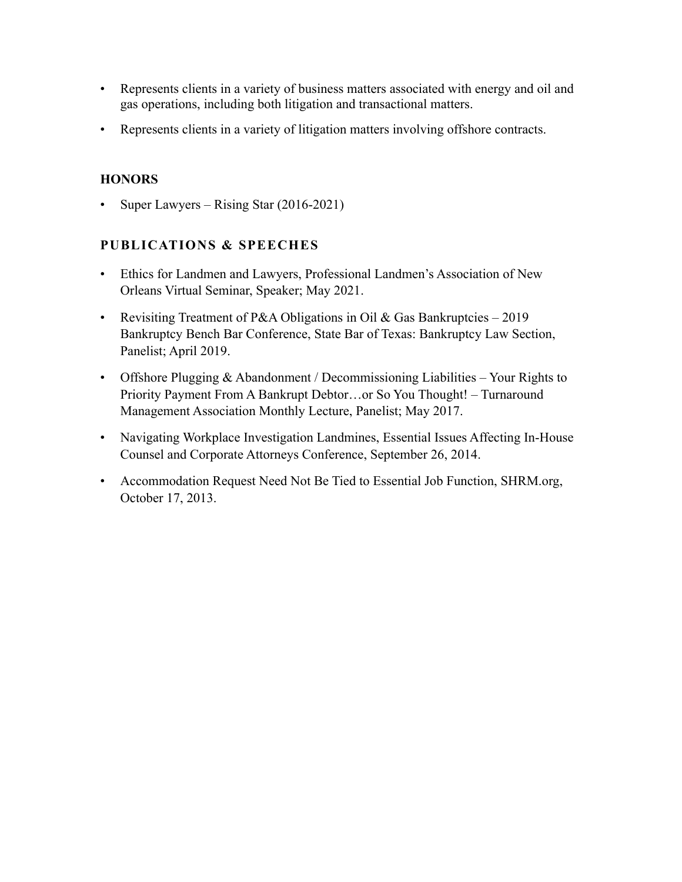- Represents clients in a variety of business matters associated with energy and oil and gas operations, including both litigation and transactional matters.
- Represents clients in a variety of litigation matters involving offshore contracts.

## HONORS

- Super Lawyers – Rising Star (2016-2021)

## PUBLICATIONS & SPEECHES

- Ethics for Landmen and Lawyers, Professional Landmen's Association of New Orleans Virtual Seminar, Speaker; May 2021.
- Revisiting Treatment of P&A Obligations in Oil & Gas Bankruptcies – 2019 Bankruptcy Bench Bar Conference, State Bar of Texas: Bankruptcy Law Section, Panelist; April 2019.
- Offshore Plugging & Abandonment / Decommissioning Liabilities – Your Rights to Priority Payment From A Bankrupt Debtor…or So You Thought! – Turnaround Management Association Monthly Lecture, Panelist; May 2017.
- Navigating Workplace Investigation Landmines, Essential Issues Affecting In-House Counsel and Corporate Attorneys Conference, September 26, 2014.
- Accommodation Request Need Not Be Tied to Essential Job Function, SHRM.org, October 17, 2013.